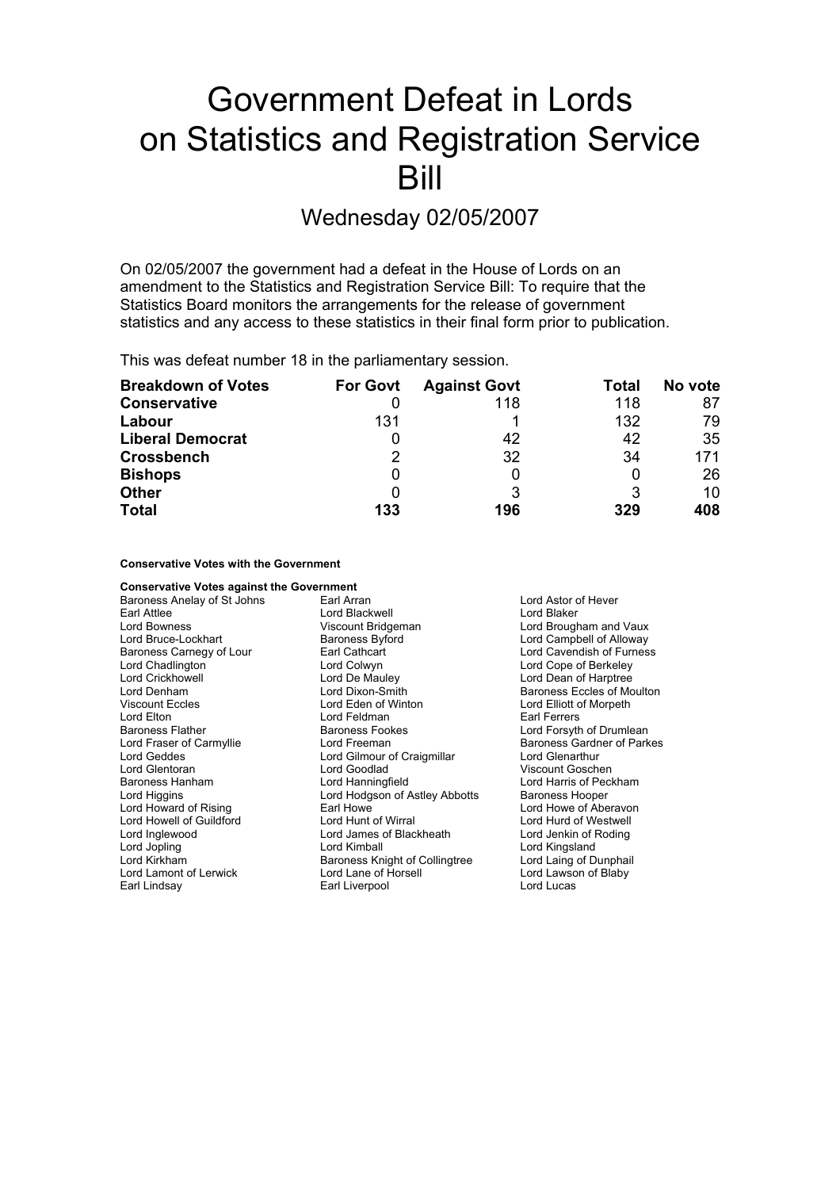# Government Defeat in Lords on Statistics and Registration Service Bill

## Wednesday 02/05/2007

On 02/05/2007 the government had a defeat in the House of Lords on an amendment to the Statistics and Registration Service Bill: To require that the Statistics Board monitors the arrangements for the release of government statistics and any access to these statistics in their final form prior to publication.

This was defeat number 18 in the parliamentary session.

| Breakdown of Votes | For Govt | Against Govt | Total | No vote |
|---|---|---|---|---|
| **Conservative** | 0 | 118 | 118 | 87 |
| **Labour** | 131 | 1 | 132 | 79 |
| **Liberal Democrat** | 0 | 42 | 42 | 35 |
| **Crossbench** | 2 | 32 | 34 | 171 |
| **Bishops** | 0 | 0 | 0 | 26 |
| **Other** | 0 | 3 | 3 | 10 |
| **Total** | **133** | **196** | **329** | **408** |

**Conservative Votes with the Government**

**Conservative Votes against the Government**

Baroness Anelay of St Johns
Earl Arran
Lord Astor of Hever
Earl Attlee
Lord Blackwell
Lord Blaker
Lord Bowness
Viscount Bridgeman
Lord Brougham and Vaux
Lord Bruce-Lockhart
Baroness Byford
Lord Campbell of Alloway
Baroness Carnegy of Lour
Earl Cathcart
Lord Cavendish of Furness
Lord Chadlington
Lord Colwyn
Lord Cope of Berkeley
Lord Crickhowell
Lord De Mauley
Lord Dean of Harptree
Lord Denham
Lord Dixon-Smith
Baroness Eccles of Moulton
Viscount Eccles
Lord Eden of Winton
Lord Elliott of Morpeth
Lord Elton
Lord Feldman
Earl Ferrers
Baroness Flather
Baroness Fookes
Lord Forsyth of Drumlean
Lord Fraser of Carmyllie
Lord Freeman
Baroness Gardner of Parkes
Lord Geddes
Lord Gilmour of Craigmillar
Lord Glenarthur
Lord Glentoran
Lord Goodlad
Viscount Goschen
Baroness Hanham
Lord Hanningfield
Lord Harris of Peckham
Lord Higgins
Lord Hodgson of Astley Abbotts
Baroness Hooper
Lord Howard of Rising
Earl Howe
Lord Howe of Aberavon
Lord Howell of Guildford
Lord Hunt of Wirral
Lord Hurd of Westwell
Lord Inglewood
Lord James of Blackheath
Lord Jenkin of Roding
Lord Jopling
Lord Kimball
Lord Kingsland
Lord Kirkham
Baroness Knight of Collingtree
Lord Laing of Dunphail
Lord Lamont of Lerwick
Lord Lane of Horsell
Lord Lawson of Blaby
Earl Lindsay
Earl Liverpool
Lord Lucas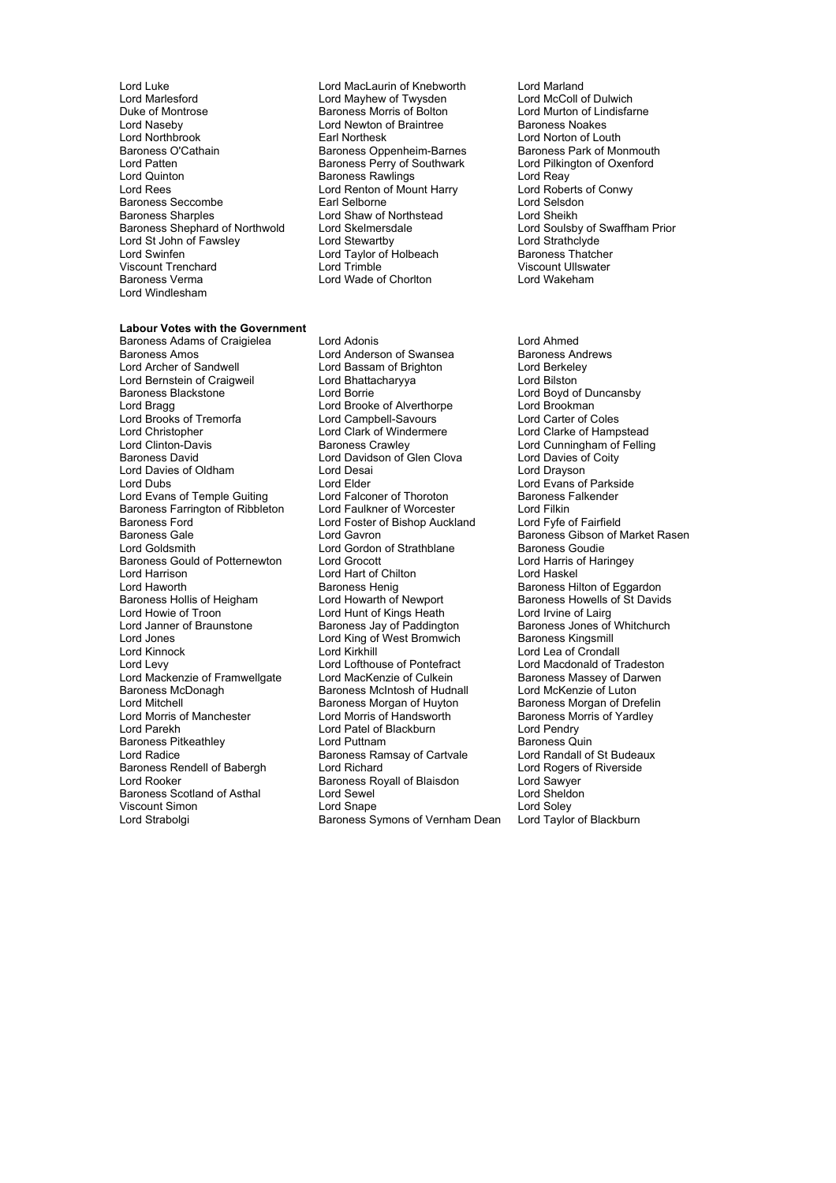Lord Luke
Lord MacLaurin of Knebworth
Lord Marland
Lord Marlesford
Lord Mayhew of Twysden
Lord McColl of Dulwich
Duke of Montrose
Baroness Morris of Bolton
Lord Murton of Lindisfarne
Lord Naseby
Lord Newton of Braintree
Baroness Noakes
Lord Northbrook
Earl Northesk
Lord Norton of Louth
Baroness O'Cathain
Baroness Oppenheim-Barnes
Baroness Park of Monmouth
Lord Patten
Baroness Perry of Southwark
Lord Pilkington of Oxenford
Lord Quinton
Baroness Rawlings
Lord Reay
Lord Rees
Lord Renton of Mount Harry
Lord Roberts of Conwy
Baroness Seccombe
Earl Selborne
Lord Selsdon
Baroness Sharples
Lord Shaw of Northstead
Lord Sheikh
Baroness Shephard of Northwold
Lord Skelmersdale
Lord Soulsby of Swaffham Prior
Lord St John of Fawsley
Lord Stewartby
Lord Strathclyde
Lord Swinfen
Lord Taylor of Holbeach
Baroness Thatcher
Viscount Trenchard
Lord Trimble
Viscount Ullswater
Baroness Verma
Lord Wade of Chorlton
Lord Wakeham
Lord Windlesham

**Labour Votes with the Government**

Baroness Adams of Craigielea
Lord Adonis
Lord Ahmed
Baroness Amos
Lord Anderson of Swansea
Baroness Andrews
Lord Archer of Sandwell
Lord Bassam of Brighton
Lord Berkeley
Lord Bernstein of Craigweil
Lord Bhattacharyya
Lord Bilston
Baroness Blackstone
Lord Borrie
Lord Boyd of Duncansby
Lord Bragg
Lord Brooke of Alverthorpe
Lord Brookman
Lord Brooks of Tremorfa
Lord Campbell-Savours
Lord Carter of Coles
Lord Christopher
Lord Clark of Windermere
Lord Clarke of Hampstead
Lord Clinton-Davis
Baroness Crawley
Lord Cunningham of Felling
Baroness David
Lord Davidson of Glen Clova
Lord Davies of Coity
Lord Davies of Oldham
Lord Desai
Lord Drayson
Lord Dubs
Lord Elder
Lord Evans of Parkside
Lord Evans of Temple Guiting
Lord Falconer of Thoroton
Baroness Falkender
Baroness Farrington of Ribbleton
Lord Faulkner of Worcester
Lord Filkin
Baroness Ford
Lord Foster of Bishop Auckland
Lord Fyfe of Fairfield
Baroness Gale
Lord Gavron
Baroness Gibson of Market Rasen
Lord Goldsmith
Lord Gordon of Strathblane
Baroness Goudie
Baroness Gould of Potternewton
Lord Grocott
Lord Harris of Haringey
Lord Harrison
Lord Hart of Chilton
Lord Haskel
Lord Haworth
Baroness Henig
Baroness Hilton of Eggardon
Baroness Hollis of Heigham
Lord Howarth of Newport
Baroness Howells of St Davids
Lord Howie of Troon
Lord Hunt of Kings Heath
Lord Irvine of Lairg
Lord Janner of Braunstone
Baroness Jay of Paddington
Baroness Jones of Whitchurch
Lord Jones
Lord King of West Bromwich
Baroness Kingsmill
Lord Kinnock
Lord Kirkhill
Lord Lea of Crondall
Lord Levy
Lord Lofthouse of Pontefract
Lord Macdonald of Tradeston
Lord Mackenzie of Framwellgate
Lord MacKenzie of Culkein
Baroness Massey of Darwen
Baroness McDonagh
Baroness McIntosh of Hudnall
Lord McKenzie of Luton
Lord Mitchell
Baroness Morgan of Huyton
Baroness Morgan of Drefelin
Lord Morris of Manchester
Lord Morris of Handsworth
Baroness Morris of Yardley
Lord Parekh
Lord Patel of Blackburn
Lord Pendry
Baroness Pitkeathley
Lord Puttnam
Baroness Quin
Lord Radice
Baroness Ramsay of Cartvale
Lord Randall of St Budeaux
Baroness Rendell of Babergh
Lord Richard
Lord Rogers of Riverside
Lord Rooker
Baroness Royall of Blaisdon
Lord Sawyer
Baroness Scotland of Asthal
Lord Sewel
Lord Sheldon
Viscount Simon
Lord Snape
Lord Soley
Lord Strabolgi
Baroness Symons of Vernham Dean
Lord Taylor of Blackburn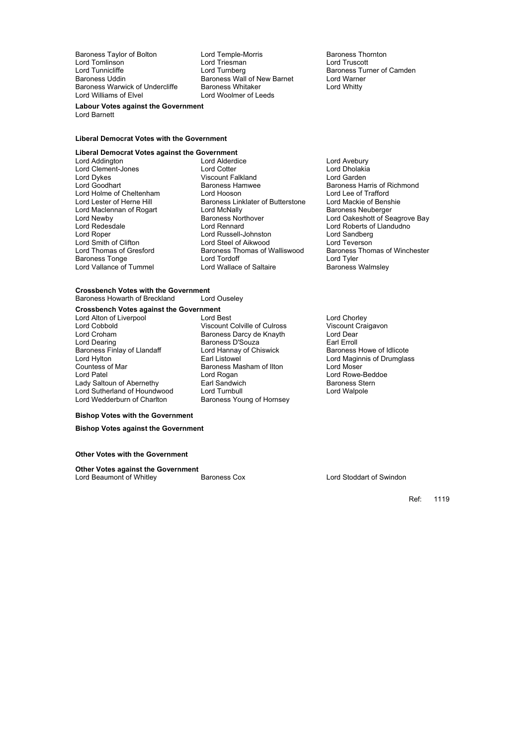Baroness Taylor of Bolton
Lord Temple-Morris
Baroness Thornton
Lord Tomlinson
Lord Triesman
Lord Truscott
Lord Tunnicliffe
Lord Turnberg
Baroness Turner of Camden
Baroness Uddin
Baroness Wall of New Barnet
Lord Warner
Baroness Warwick of Undercliffe
Baroness Whitaker
Lord Whitty
Lord Williams of Elvel
Lord Woolmer of Leeds

**Labour Votes against the Government**

Lord Barnett

**Liberal Democrat Votes with the Government**

**Liberal Democrat Votes against the Government**

Lord Addington
Lord Alderdice
Lord Avebury
Lord Clement-Jones
Lord Cotter
Lord Dholakia
Lord Dykes
Viscount Falkland
Lord Garden
Lord Goodhart
Baroness Hamwee
Baroness Harris of Richmond
Lord Holme of Cheltenham
Lord Hooson
Lord Lee of Trafford
Lord Lester of Herne Hill
Baroness Linklater of Butterstone
Lord Mackie of Benshie
Lord Maclennan of Rogart
Lord McNally
Baroness Neuberger
Lord Newby
Baroness Northover
Lord Oakeshott of Seagrove Bay
Lord Redesdale
Lord Rennard
Lord Roberts of Llandudno
Lord Roper
Lord Russell-Johnston
Lord Sandberg
Lord Smith of Clifton
Lord Steel of Aikwood
Lord Teverson
Lord Thomas of Gresford
Baroness Thomas of Walliswood
Baroness Thomas of Winchester
Baroness Tonge
Lord Tordoff
Lord Tyler
Lord Vallance of Tummel
Lord Wallace of Saltaire
Baroness Walmsley

**Crossbench Votes with the Government**

Baroness Howarth of Breckland
Lord Ouseley

**Crossbench Votes against the Government**

Lord Alton of Liverpool
Lord Best
Lord Chorley
Lord Cobbold
Viscount Colville of Culross
Viscount Craigavon
Lord Croham
Baroness Darcy de Knayth
Lord Dear
Lord Dearing
Baroness D'Souza
Earl Erroll
Baroness Finlay of Llandaff
Lord Hannay of Chiswick
Baroness Howe of Idlicote
Lord Hylton
Earl Listowel
Lord Maginnis of Drumglass
Countess of Mar
Baroness Masham of Ilton
Lord Moser
Lord Patel
Lord Rogan
Lord Rowe-Beddoe
Lady Saltoun of Abernethy
Earl Sandwich
Baroness Stern
Lord Sutherland of Houndwood
Lord Turnbull
Lord Walpole
Lord Wedderburn of Charlton
Baroness Young of Hornsey

**Bishop Votes with the Government**

**Bishop Votes against the Government**

**Other Votes with the Government**

**Other Votes against the Government**

Lord Beaumont of Whitley
Baroness Cox
Lord Stoddart of Swindon

Ref: 1119